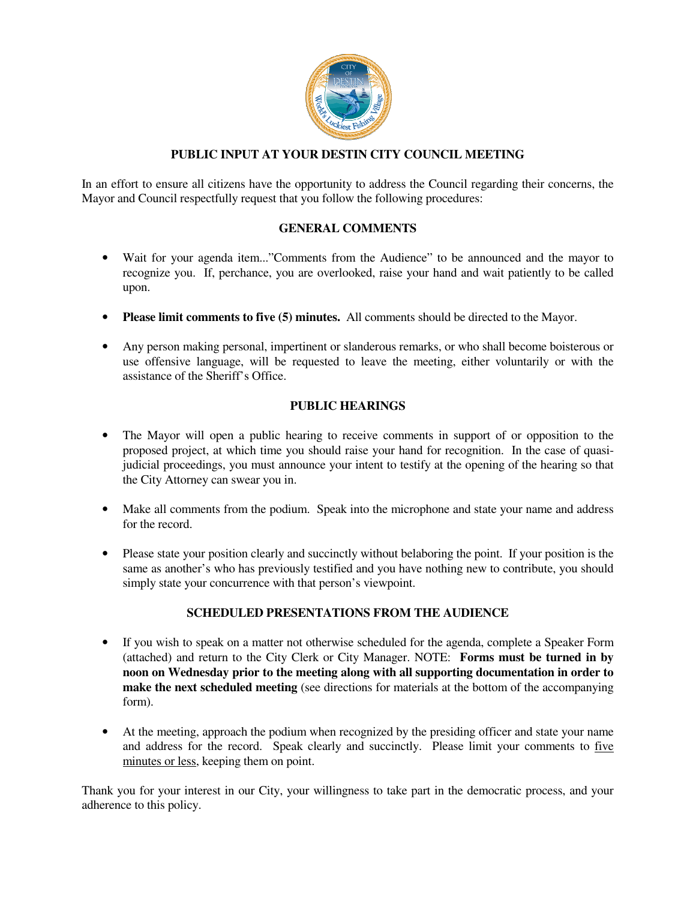# PUBLIC INPUT AT YOUR DESTIN CITY COUNCIL MEETING

In an effort to ensure all citizens have the opportunity to address the Council regarding their concerns, the Mayor and Council respectfully request that you follow the following procedures:

## GENERAL COMMENTS

- Wait for your agenda item..."Comments from the Audience" to be announced and the mayor to recognize you. If, perchance, you are overlooked, raise your hand and wait patiently to be called upon.
- **Please limit comments to five (5) minutes.** All comments should be directed to the Mayor.
- Any person making personal, impertinent or slanderous remarks, or who shall become boisterous or use offensive language, will be requested to leave the meeting, either voluntarily or with the assistance of the Sheriff's Office.

## PUBLIC HEARINGS

- The Mayor will open a public hearing to receive comments in support of or opposition to the proposed project, at which time you should raise your hand for recognition. In the case of quasi-judicial proceedings, you must announce your intent to testify at the opening of the hearing so that the City Attorney can swear you in.
- Make all comments from the podium. Speak into the microphone and state your name and address for the record.
- Please state your position clearly and succinctly without belaboring the point. If your position is the same as another's who has previously testified and you have nothing new to contribute, you should simply state your concurrence with that person's viewpoint.

## SCHEDULED PRESENTATIONS FROM THE AUDIENCE

- If you wish to speak on a matter not otherwise scheduled for the agenda, complete a Speaker Form (attached) and return to the City Clerk or City Manager. NOTE: **Forms must be turned in by noon on Wednesday prior to the meeting along with all supporting documentation in order to make the next scheduled meeting** (see directions for materials at the bottom of the accompanying form).
- At the meeting, approach the podium when recognized by the presiding officer and state your name and address for the record. Speak clearly and succinctly. Please limit your comments to five minutes or less, keeping them on point.

Thank you for your interest in our City, your willingness to take part in the democratic process, and your adherence to this policy.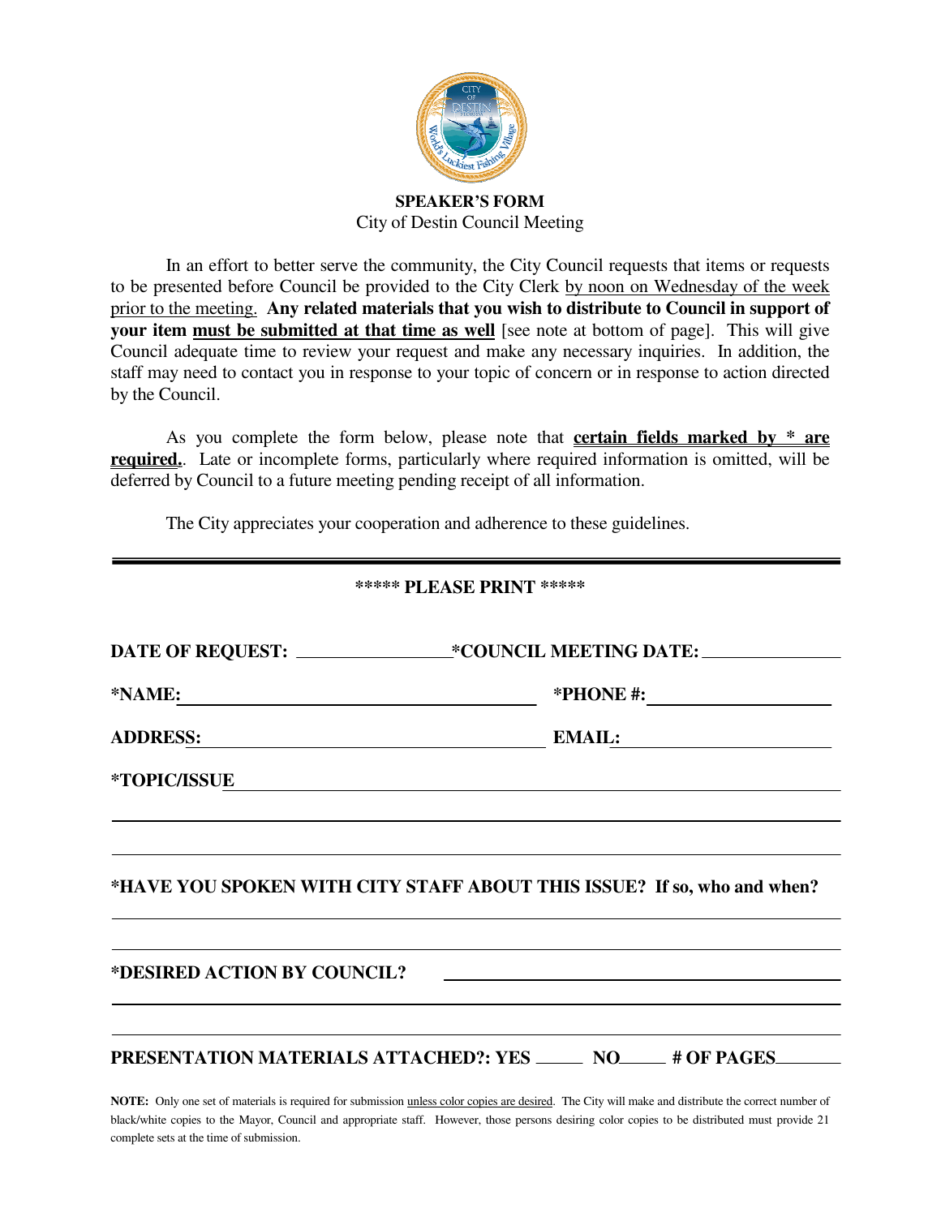**SPEAKER'S FORM**
City of Destin Council Meeting

In an effort to better serve the community, the City Council requests that items or requests to be presented before Council be provided to the City Clerk by noon on Wednesday of the week prior to the meeting. **Any related materials that you wish to distribute to Council in support of your item must be submitted at that time as well** [see note at bottom of page]. This will give Council adequate time to review your request and make any necessary inquiries. In addition, the staff may need to contact you in response to your topic of concern or in response to action directed by the Council.

As you complete the form below, please note that **certain fields marked by * are required.**. Late or incomplete forms, particularly where required information is omitted, will be deferred by Council to a future meeting pending receipt of all information.

The City appreciates your cooperation and adherence to these guidelines.

---

**\*\*\*\*\* PLEASE PRINT \*\*\*\*\***

**DATE OF REQUEST:** ________________ **\*COUNCIL MEETING DATE:** ______________

**\*NAME:** ______________________________ **\*PHONE #:** ____________________

**ADDRESS:** ______________________________ **EMAIL:** ______________________

**\*TOPIC/ISSUE** ______________________________________________________________

____________________________________________________________________________

____________________________________________________________________________

**\*HAVE YOU SPOKEN WITH CITY STAFF ABOUT THIS ISSUE? If so, who and when?**

____________________________________________________________________________

____________________________________________________________________________

**\*DESIRED ACTION BY COUNCIL?** ______________________________________________

____________________________________________________________________________

____________________________________________________________________________

**PRESENTATION MATERIALS ATTACHED?: YES** _____ **NO** _____ **# OF PAGES** _______

**NOTE:** Only one set of materials is required for submission unless color copies are desired. The City will make and distribute the correct number of black/white copies to the Mayor, Council and appropriate staff. However, those persons desiring color copies to be distributed must provide 21 complete sets at the time of submission.